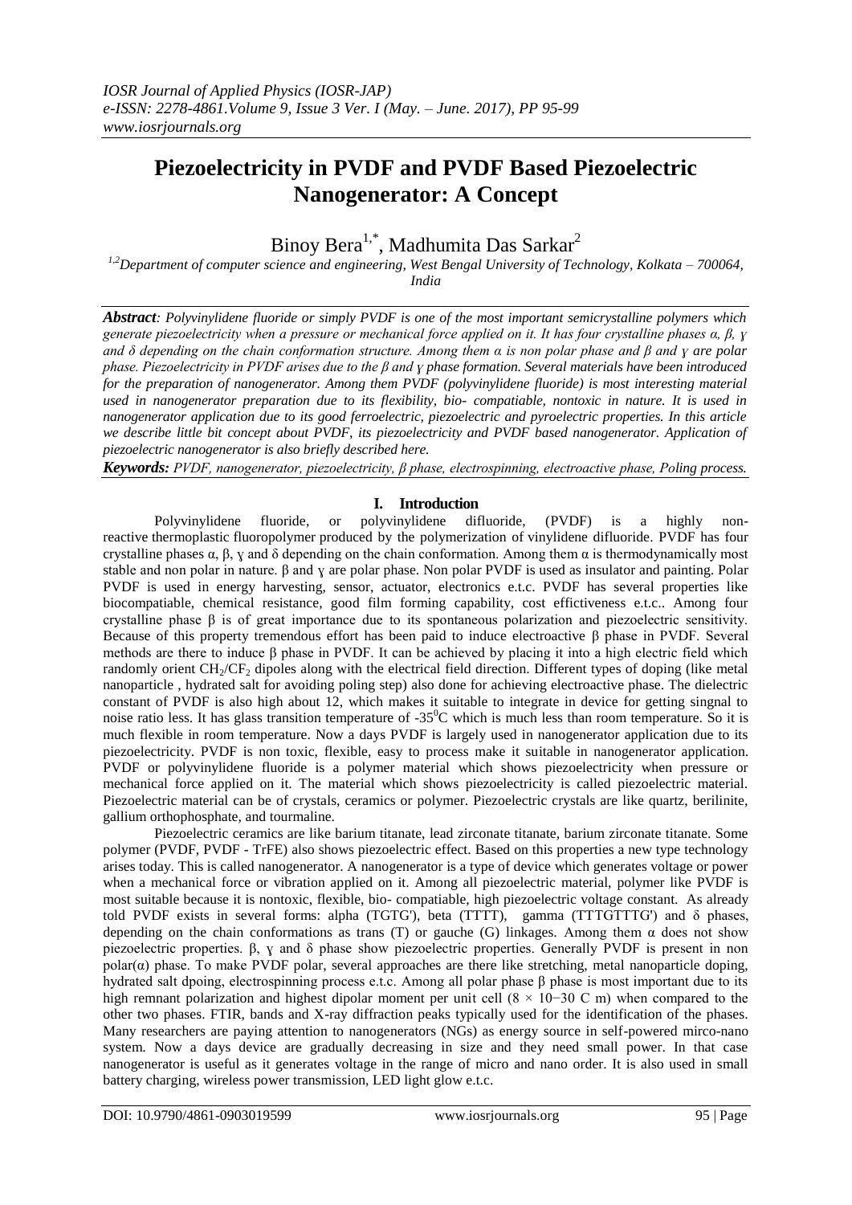# Piezoelectricity in PVDF and PVDF Based Piezoelectric Nanogenerator: A Concept

Binoy Bera[1,*], Madhumita Das Sarkar[2]

[1,2]Department of computer science and engineering, West Bengal University of Technology, Kolkata – 700064, India

***Abstract**: Polyvinylidene fluoride or simply PVDF is one of the most important semicrystalline polymers which generate piezoelectricity when a pressure or mechanical force applied on it. It has four crystalline phases α, β, ɣ and δ depending on the chain conformation structure. Among them α is non polar phase and β and ɣ are polar phase. Piezoelectricity in PVDF arises due to the β and ɣ phase formation. Several materials have been introduced for the preparation of nanogenerator. Among them PVDF (polyvinylidene fluoride) is most interesting material used in nanogenerator preparation due to its flexibility, bio- compatiable, nontoxic in nature. It is used in nanogenerator application due to its good ferroelectric, piezoelectric and pyroelectric properties. In this article we describe little bit concept about PVDF, its piezoelectricity and PVDF based nanogenerator. Application of piezoelectric nanogenerator is also briefly described here.*

***Keywords:** PVDF, nanogenerator, piezoelectricity, β phase, electrospinning, electroactive phase, Poling process.*

## I. Introduction

Polyvinylidene fluoride, or polyvinylidene difluoride, (PVDF) is a highly non-reactive thermoplastic fluoropolymer produced by the polymerization of vinylidene difluoride. PVDF has four crystalline phases α, β, ɣ and δ depending on the chain conformation. Among them α is thermodynamically most stable and non polar in nature. β and ɣ are polar phase. Non polar PVDF is used as insulator and painting. Polar PVDF is used in energy harvesting, sensor, actuator, electronics e.t.c. PVDF has several properties like biocompatiable, chemical resistance, good film forming capability, cost effectiveness e.t.c.. Among four crystalline phase β is of great importance due to its spontaneous polarization and piezoelectric sensitivity. Because of this property tremendous effort has been paid to induce electroactive β phase in PVDF. Several methods are there to induce β phase in PVDF. It can be achieved by placing it into a high electric field which randomly orient $CH_2/CF_2$ dipoles along with the electrical field direction. Different types of doping (like metal nanoparticle , hydrated salt for avoiding poling step) also done for achieving electroactive phase. The dielectric constant of PVDF is also high about 12, which makes it suitable to integrate in device for getting singnal to noise ratio less. It has glass transition temperature of $-35^0C$ which is much less than room temperature. So it is much flexible in room temperature. Now a days PVDF is largely used in nanogenerator application due to its piezoelectricity. PVDF is non toxic, flexible, easy to process make it suitable in nanogenerator application. PVDF or polyvinylidene fluoride is a polymer material which shows piezoelectricity when pressure or mechanical force applied on it. The material which shows piezoelectricity is called piezoelectric material. Piezoelectric material can be of crystals, ceramics or polymer. Piezoelectric crystals are like quartz, berilinite, gallium orthophosphate, and tourmaline.

Piezoelectric ceramics are like barium titanate, lead zirconate titanate, barium zirconate titanate. Some polymer (PVDF, PVDF - TrFE) also shows piezoelectric effect. Based on this properties a new type technology arises today. This is called nanogenerator. A nanogenerator is a type of device which generates voltage or power when a mechanical force or vibration applied on it. Among all piezoelectric material, polymer like PVDF is most suitable because it is nontoxic, flexible, bio- compatiable, high piezoelectric voltage constant. As already told PVDF exists in several forms: alpha (TGTG'), beta (TTTT), gamma (TTTGTTTG') and δ phases, depending on the chain conformations as trans (T) or gauche (G) linkages. Among them α does not show piezoelectric properties. β, ɣ and δ phase show piezoelectric properties. Generally PVDF is present in non polar(α) phase. To make PVDF polar, several approaches are there like stretching, metal nanoparticle doping, hydrated salt dpoing, electrospinning process e.t.c. Among all polar phase β phase is most important due to its high remnant polarization and highest dipolar moment per unit cell ($8 \times 10{-}30$ C m) when compared to the other two phases. FTIR, bands and X-ray diffraction peaks typically used for the identification of the phases. Many researchers are paying attention to nanogenerators (NGs) as energy source in self-powered mirco-nano system. Now a days device are gradually decreasing in size and they need small power. In that case nanogenerator is useful as it generates voltage in the range of micro and nano order. It is also used in small battery charging, wireless power transmission, LED light glow e.t.c.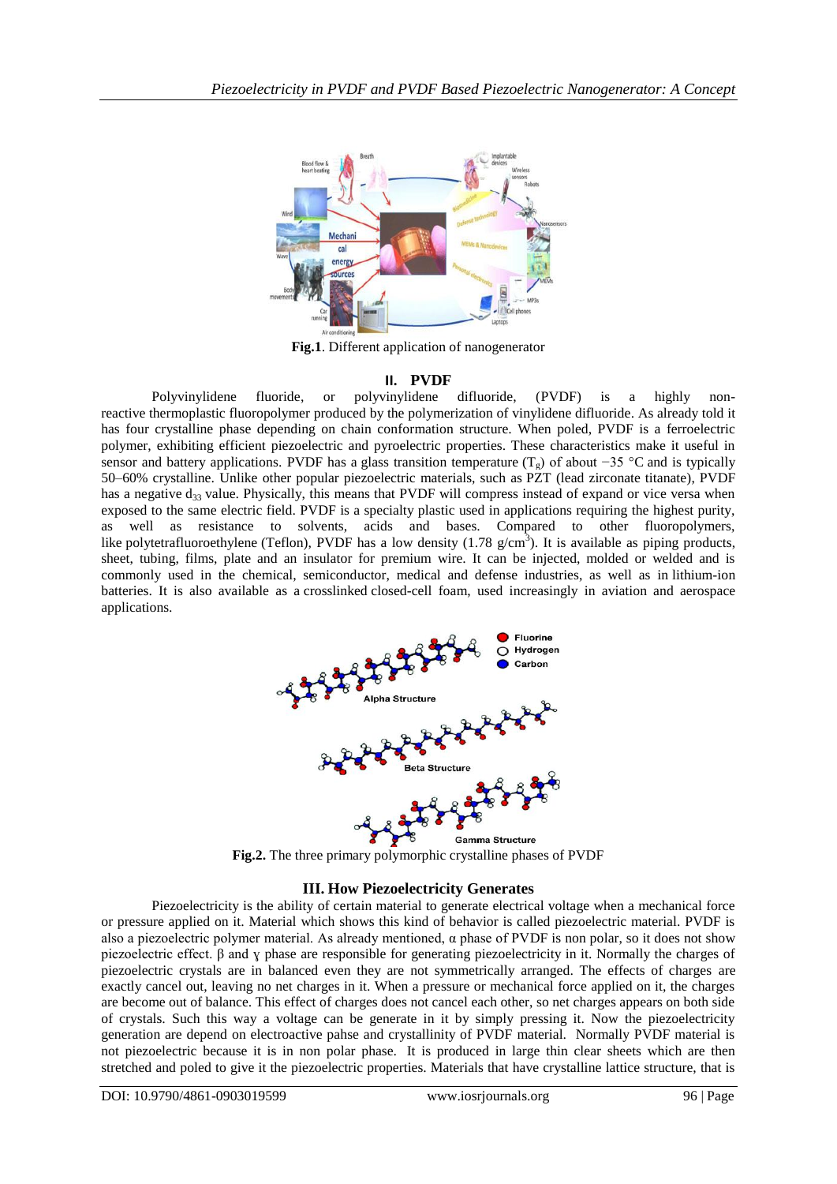**Fig.1**. Different application of nanogenerator

## II. PVDF

Polyvinylidene fluoride, or polyvinylidene difluoride, (PVDF) is a highly non-reactive thermoplastic fluoropolymer produced by the polymerization of vinylidene difluoride. As already told it has four crystalline phase depending on chain conformation structure. When poled, PVDF is a ferroelectric polymer, exhibiting efficient piezoelectric and pyroelectric properties. These characteristics make it useful in sensor and battery applications. PVDF has a glass transition temperature ($T_g$) of about −35 °C and is typically 50–60% crystalline. Unlike other popular piezoelectric materials, such as PZT (lead zirconate titanate), PVDF has a negative $d_{33}$ value. Physically, this means that PVDF will compress instead of expand or vice versa when exposed to the same electric field. PVDF is a specialty plastic used in applications requiring the highest purity, as well as resistance to solvents, acids and bases. Compared to other fluoropolymers, like polytetrafluoroethylene (Teflon), PVDF has a low density (1.78 $g/cm^3$). It is available as piping products, sheet, tubing, films, plate and an insulator for premium wire. It can be injected, molded or welded and is commonly used in the chemical, semiconductor, medical and defense industries, as well as in lithium-ion batteries. It is also available as a crosslinked closed-cell foam, used increasingly in aviation and aerospace applications.

**Fig.2.** The three primary polymorphic crystalline phases of PVDF

## III. How Piezoelectricity Generates

Piezoelectricity is the ability of certain material to generate electrical voltage when a mechanical force or pressure applied on it. Material which shows this kind of behavior is called piezoelectric material. PVDF is also a piezoelectric polymer material. As already mentioned, α phase of PVDF is non polar, so it does not show piezoelectric effect. β and γ phase are responsible for generating piezoelectricity in it. Normally the charges of piezoelectric crystals are in balanced even they are not symmetrically arranged. The effects of charges are exactly cancel out, leaving no net charges in it. When a pressure or mechanical force applied on it, the charges are become out of balance. This effect of charges does not cancel each other, so net charges appears on both side of crystals. Such this way a voltage can be generate in it by simply pressing it. Now the piezoelectricity generation are depend on electroactive pahse and crystallinity of PVDF material. Normally PVDF material is not piezoelectric because it is in non polar phase. It is produced in large thin clear sheets which are then stretched and poled to give it the piezoelectric properties. Materials that have crystalline lattice structure, that is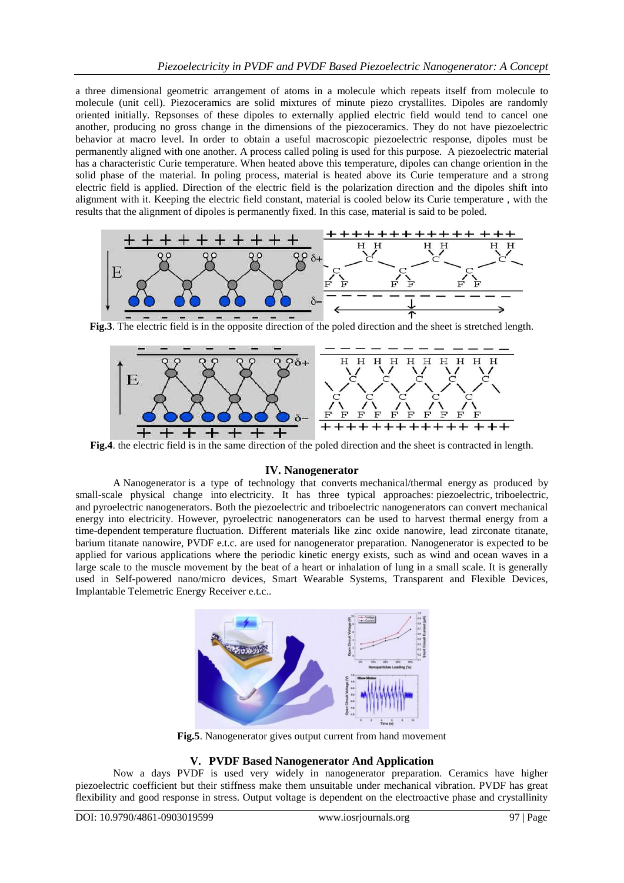a three dimensional geometric arrangement of atoms in a molecule which repeats itself from molecule to molecule (unit cell). Piezoceramics are solid mixtures of minute piezo crystallites. Dipoles are randomly oriented initially. Repsonses of these dipoles to externally applied electric field would tend to cancel one another, producing no gross change in the dimensions of the piezoceramics. They do not have piezoelectric behavior at macro level. In order to obtain a useful macroscopic piezoelectric response, dipoles must be permanently aligned with one another. A process called poling is used for this purpose. A piezoelectric material has a characteristic Curie temperature. When heated above this temperature, dipoles can change oriention in the solid phase of the material. In poling process, material is heated above its Curie temperature and a strong electric field is applied. Direction of the electric field is the polarization direction and the dipoles shift into alignment with it. Keeping the electric field constant, material is cooled below its Curie temperature , with the results that the alignment of dipoles is permanently fixed. In this case, material is said to be poled.

**Fig.3**. The electric field is in the opposite direction of the poled direction and the sheet is stretched length.

**Fig.4**. the electric field is in the same direction of the poled direction and the sheet is contracted in length.

## IV. Nanogenerator

A Nanogenerator is a type of technology that converts mechanical/thermal energy as produced by small-scale physical change into electricity. It has three typical approaches: piezoelectric, triboelectric, and pyroelectric nanogenerators. Both the piezoelectric and triboelectric nanogenerators can convert mechanical energy into electricity. However, pyroelectric nanogenerators can be used to harvest thermal energy from a time-dependent temperature fluctuation. Different materials like zinc oxide nanowire, lead zirconate titanate, barium titanate nanowire, PVDF e.t.c. are used for nanogenerator preparation. Nanogenerator is expected to be applied for various applications where the periodic kinetic energy exists, such as wind and ocean waves in a large scale to the muscle movement by the beat of a heart or inhalation of lung in a small scale. It is generally used in Self-powered nano/micro devices, Smart Wearable Systems, Transparent and Flexible Devices, Implantable Telemetric Energy Receiver e.t.c..

**Fig.5**. Nanogenerator gives output current from hand movement

## V. PVDF Based Nanogenerator And Application

Now a days PVDF is used very widely in nanogenerator preparation. Ceramics have higher piezoelectric coefficient but their stiffness make them unsuitable under mechanical vibration. PVDF has great flexibility and good response in stress. Output voltage is dependent on the electroactive phase and crystallinity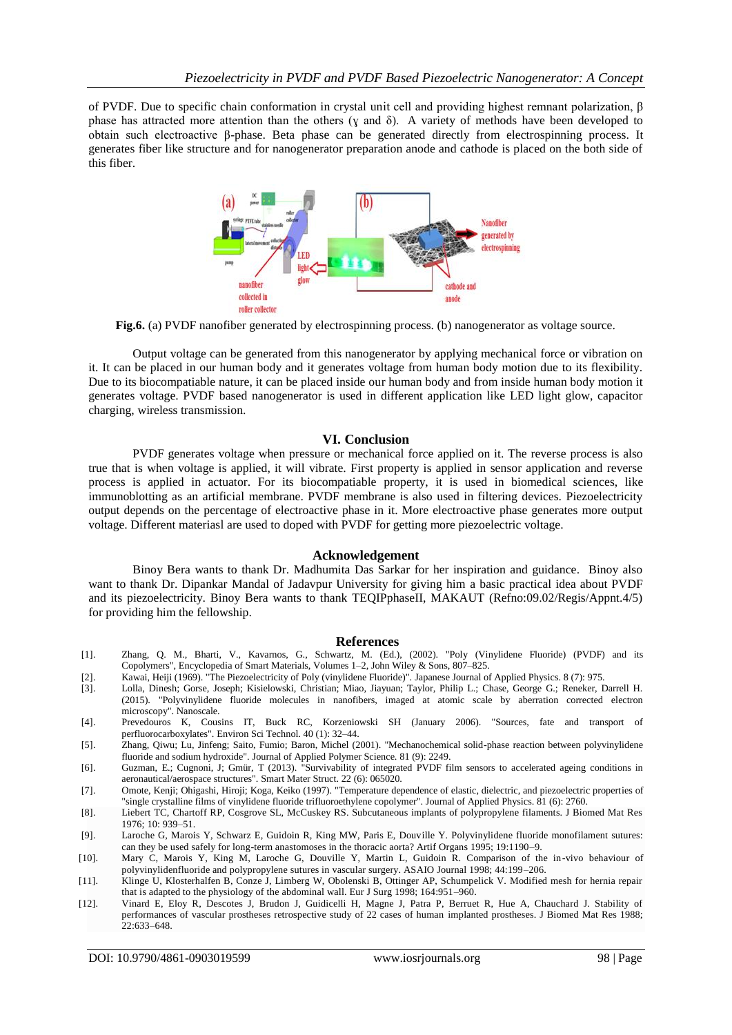of PVDF. Due to specific chain conformation in crystal unit cell and providing highest remnant polarization, β phase has attracted more attention than the others (γ and δ). A variety of methods have been developed to obtain such electroactive β-phase. Beta phase can be generated directly from electrospinning process. It generates fiber like structure and for nanogenerator preparation anode and cathode is placed on the both side of this fiber.

**Fig.6.** (a) PVDF nanofiber generated by electrospinning process. (b) nanogenerator as voltage source.

Output voltage can be generated from this nanogenerator by applying mechanical force or vibration on it. It can be placed in our human body and it generates voltage from human body motion due to its flexibility. Due to its biocompatiable nature, it can be placed inside our human body and from inside human body motion it generates voltage. PVDF based nanogenerator is used in different application like LED light glow, capacitor charging, wireless transmission.

## VI. Conclusion

PVDF generates voltage when pressure or mechanical force applied on it. The reverse process is also true that is when voltage is applied, it will vibrate. First property is applied in sensor application and reverse process is applied in actuator. For its biocompatiable property, it is used in biomedical sciences, like immunoblotting as an artificial membrane. PVDF membrane is also used in filtering devices. Piezoelectricity output depends on the percentage of electroactive phase in it. More electroactive phase generates more output voltage. Different materiasl are used to doped with PVDF for getting more piezoelectric voltage.

## Acknowledgement

Binoy Bera wants to thank Dr. Madhumita Das Sarkar for her inspiration and guidance. Binoy also want to thank Dr. Dipankar Mandal of Jadavpur University for giving him a basic practical idea about PVDF and its piezoelectricity. Binoy Bera wants to thank TEQIPphaseII, MAKAUT (Refno:09.02/Regis/Appnt.4/5) for providing him the fellowship.

## References

[1]. Zhang, Q. M., Bharti, V., Kavarnos, G., Schwartz, M. (Ed.), (2002). "Poly (Vinylidene Fluoride) (PVDF) and its Copolymers", Encyclopedia of Smart Materials, Volumes 1–2, John Wiley & Sons, 807–825.

[2]. Kawai, Heiji (1969). "The Piezoelectricity of Poly (vinylidene Fluoride)". Japanese Journal of Applied Physics. 8 (7): 975.

[3]. Lolla, Dinesh; Gorse, Joseph; Kisielowski, Christian; Miao, Jiayuan; Taylor, Philip L.; Chase, George G.; Reneker, Darrell H. (2015). "Polyvinylidene fluoride molecules in nanofibers, imaged at atomic scale by aberration corrected electron microscopy". Nanoscale.

[4]. Prevedouros K, Cousins IT, Buck RC, Korzeniowski SH (January 2006). "Sources, fate and transport of perfluorocarboxylates". Environ Sci Technol. 40 (1): 32–44.

[5]. Zhang, Qiwu; Lu, Jinfeng; Saito, Fumio; Baron, Michel (2001). "Mechanochemical solid-phase reaction between polyvinylidene fluoride and sodium hydroxide". Journal of Applied Polymer Science. 81 (9): 2249.

[6]. Guzman, E.; Cugnoni, J; Gmür, T (2013). "Survivability of integrated PVDF film sensors to accelerated ageing conditions in aeronautical/aerospace structures". Smart Mater Struct. 22 (6): 065020.

[7]. Omote, Kenji; Ohigashi, Hiroji; Koga, Keiko (1997). "Temperature dependence of elastic, dielectric, and piezoelectric properties of "single crystalline films of vinylidene fluoride trifluoroethylene copolymer". Journal of Applied Physics. 81 (6): 2760.

[8]. Liebert TC, Chartoff RP, Cosgrove SL, McCuskey RS. Subcutaneous implants of polypropylene filaments. J Biomed Mat Res 1976; 10: 939–51.

[9]. Laroche G, Marois Y, Schwarz E, Guidoin R, King MW, Paris E, Douville Y. Polyvinylidene fluoride monofilament sutures: can they be used safely for long-term anastomoses in the thoracic aorta? Artif Organs 1995; 19:1190–9.

[10]. Mary C, Marois Y, King M, Laroche G, Douville Y, Martin L, Guidoin R. Comparison of the in-vivo behaviour of polyvinylidenfluoride and polypropylene sutures in vascular surgery. ASAIO Journal 1998; 44:199–206.

[11]. Klinge U, Klosterhalfen B, Conze J, Limberg W, Obolenski B, Ottinger AP, Schumpelick V. Modified mesh for hernia repair that is adapted to the physiology of the abdominal wall. Eur J Surg 1998; 164:951–960.

[12]. Vinard E, Eloy R, Descotes J, Brudon J, Guidicelli H, Magne J, Patra P, Berruet R, Hue A, Chauchard J. Stability of performances of vascular prostheses retrospective study of 22 cases of human implanted prostheses. J Biomed Mat Res 1988; 22:633–648.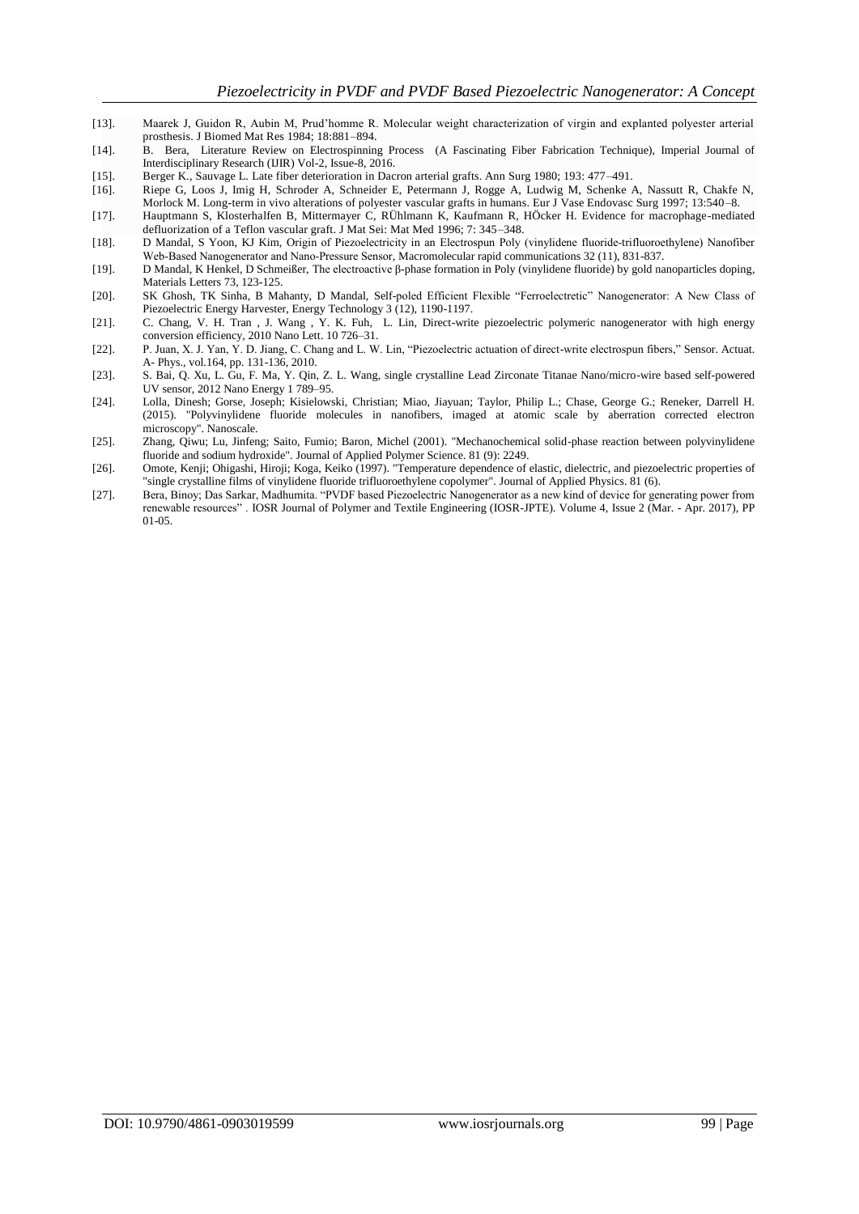[13]. Maarek J, Guidon R, Aubin M, Prud'homme R. Molecular weight characterization of virgin and explanted polyester arterial prosthesis. J Biomed Mat Res 1984; 18:881–894.

[14]. B. Bera, Literature Review on Electrospinning Process (A Fascinating Fiber Fabrication Technique), Imperial Journal of Interdisciplinary Research (IJIR) Vol-2, Issue-8, 2016.

[15]. Berger K., Sauvage L. Late fiber deterioration in Dacron arterial grafts. Ann Surg 1980; 193: 477–491.

[16]. Riepe G, Loos J, Imig H, Schroder A, Schneider E, Petermann J, Rogge A, Ludwig M, Schenke A, Nassutt R, Chakfe N, Morlock M. Long-term in vivo alterations of polyester vascular grafts in humans. Eur J Vasc Endovasc Surg 1997; 13:540–8.

[17]. Hauptmann S, Klosterhalfen B, Mittermayer C, RÜhlmann K, Kaufmann R, HÖcker H. Evidence for macrophage-mediated defluorization of a Teflon vascular graft. J Mat Sei: Mat Med 1996; 7: 345–348.

[18]. D Mandal, S Yoon, KJ Kim, Origin of Piezoelectricity in an Electrospun Poly (vinylidene fluoride-trifluoroethylene) Nanofiber Web-Based Nanogenerator and Nano-Pressure Sensor, Macromolecular rapid communications 32 (11), 831-837.

[19]. D Mandal, K Henkel, D Schmeißer, The electroactive β-phase formation in Poly (vinylidene fluoride) by gold nanoparticles doping, Materials Letters 73, 123-125.

[20]. SK Ghosh, TK Sinha, B Mahanty, D Mandal, Self-poled Efficient Flexible "Ferroelectretic" Nanogenerator: A New Class of Piezoelectric Energy Harvester, Energy Technology 3 (12), 1190-1197.

[21]. C. Chang, V. H. Tran , J. Wang , Y. K. Fuh, L. Lin, Direct-write piezoelectric polymeric nanogenerator with high energy conversion efficiency, 2010 Nano Lett. 10 726–31.

[22]. P. Juan, X. J. Yan, Y. D. Jiang, C. Chang and L. W. Lin, "Piezoelectric actuation of direct-write electrospun fibers," Sensor. Actuat. A- Phys., vol.164, pp. 131-136, 2010.

[23]. S. Bai, Q. Xu, L. Gu, F. Ma, Y. Qin, Z. L. Wang, single crystalline Lead Zirconate Titanae Nano/micro-wire based self-powered UV sensor, 2012 Nano Energy 1 789–95.

[24]. Lolla, Dinesh; Gorse, Joseph; Kisielowski, Christian; Miao, Jiayuan; Taylor, Philip L.; Chase, George G.; Reneker, Darrell H. (2015). "Polyvinylidene fluoride molecules in nanofibers, imaged at atomic scale by aberration corrected electron microscopy". Nanoscale.

[25]. Zhang, Qiwu; Lu, Jinfeng; Saito, Fumio; Baron, Michel (2001). "Mechanochemical solid-phase reaction between polyvinylidene fluoride and sodium hydroxide". Journal of Applied Polymer Science. 81 (9): 2249.

[26]. Omote, Kenji; Ohigashi, Hiroji; Koga, Keiko (1997). "Temperature dependence of elastic, dielectric, and piezoelectric properties of "single crystalline films of vinylidene fluoride trifluoroethylene copolymer". Journal of Applied Physics. 81 (6).

[27]. Bera, Binoy; Das Sarkar, Madhumita. "PVDF based Piezoelectric Nanogenerator as a new kind of device for generating power from renewable resources" . IOSR Journal of Polymer and Textile Engineering (IOSR-JPTE). Volume 4, Issue 2 (Mar. - Apr. 2017), PP 01-05.